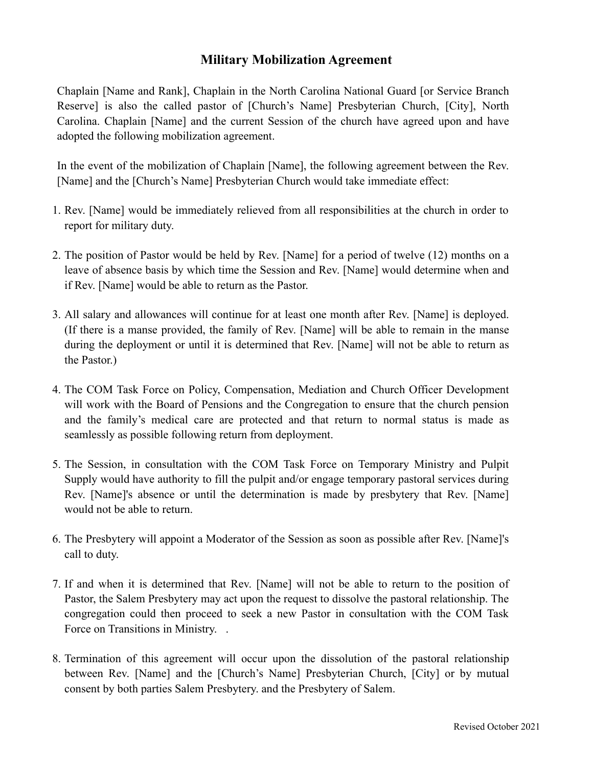# Military Mobilization Agreement

Chaplain [Name and Rank], Chaplain in the North Carolina National Guard [or Service Branch Reserve] is also the called pastor of [Church's Name] Presbyterian Church, [City], North Carolina. Chaplain [Name] and the current Session of the church have agreed upon and have adopted the following mobilization agreement.

In the event of the mobilization of Chaplain [Name], the following agreement between the Rev. [Name] and the [Church's Name] Presbyterian Church would take immediate effect:

1. Rev. [Name] would be immediately relieved from all responsibilities at the church in order to report for military duty.

2. The position of Pastor would be held by Rev. [Name] for a period of twelve (12) months on a leave of absence basis by which time the Session and Rev. [Name] would determine when and if Rev. [Name] would be able to return as the Pastor.

3. All salary and allowances will continue for at least one month after Rev. [Name] is deployed. (If there is a manse provided, the family of Rev. [Name] will be able to remain in the manse during the deployment or until it is determined that Rev. [Name] will not be able to return as the Pastor.)

4. The COM Task Force on Policy, Compensation, Mediation and Church Officer Development will work with the Board of Pensions and the Congregation to ensure that the church pension and the family's medical care are protected and that return to normal status is made as seamlessly as possible following return from deployment.

5. The Session, in consultation with the COM Task Force on Temporary Ministry and Pulpit Supply would have authority to fill the pulpit and/or engage temporary pastoral services during Rev. [Name]'s absence or until the determination is made by presbytery that Rev. [Name] would not be able to return.

6. The Presbytery will appoint a Moderator of the Session as soon as possible after Rev. [Name]'s call to duty.

7. If and when it is determined that Rev. [Name] will not be able to return to the position of Pastor, the Salem Presbytery may act upon the request to dissolve the pastoral relationship. The congregation could then proceed to seek a new Pastor in consultation with the COM Task Force on Transitions in Ministry. .

8. Termination of this agreement will occur upon the dissolution of the pastoral relationship between Rev. [Name] and the [Church's Name] Presbyterian Church, [City] or by mutual consent by both parties Salem Presbytery. and the Presbytery of Salem.

Revised October 2021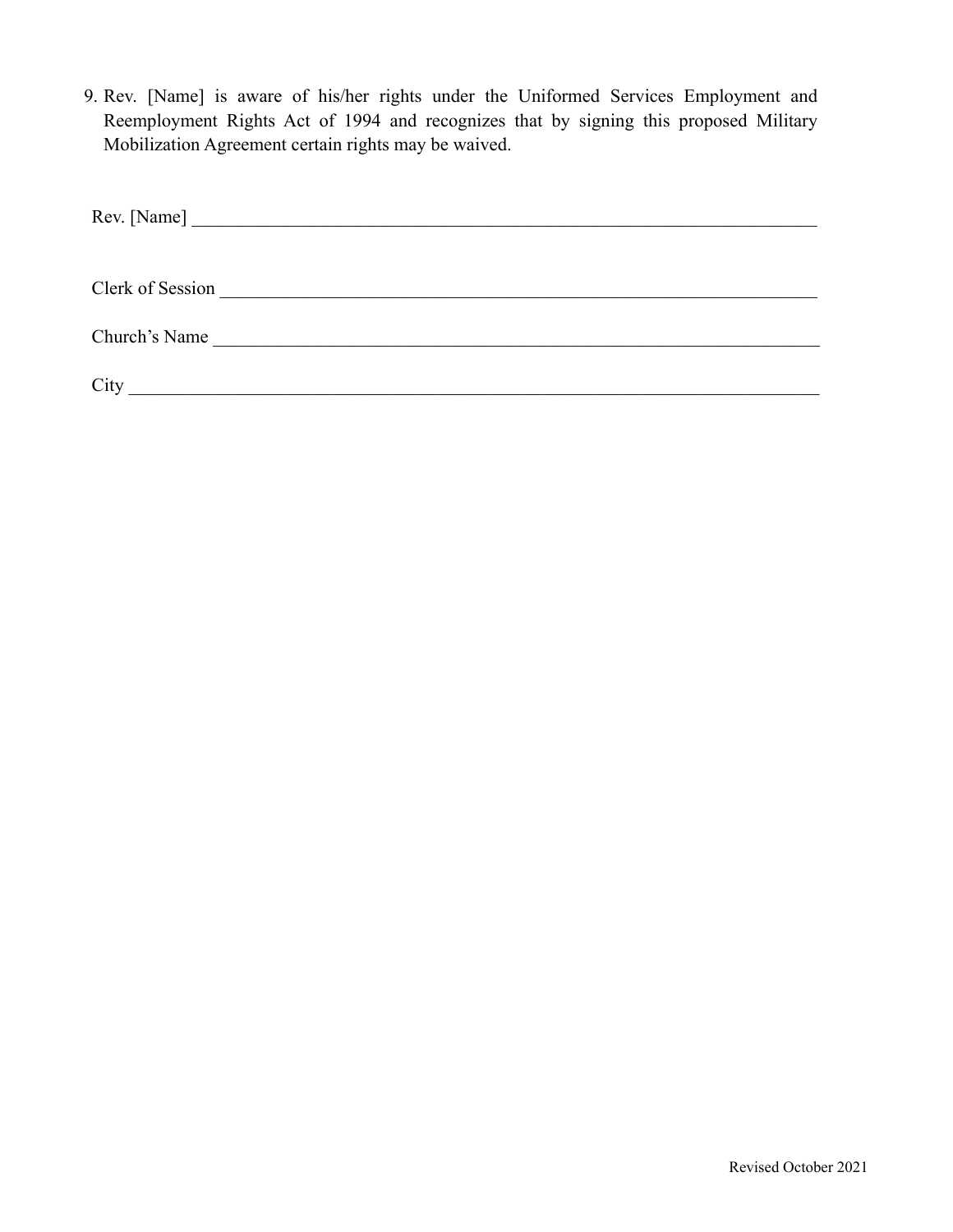9. Rev. [Name] is aware of his/her rights under the Uniformed Services Employment and Reemployment Rights Act of 1994 and recognizes that by signing this proposed Military Mobilization Agreement certain rights may be waived.

Rev. [Name] ___________________________________________________________________

Clerk of Session _______________________________________________________________

Church's Name _________________________________________________________________

City _________________________________________________________________________

Revised October 2021